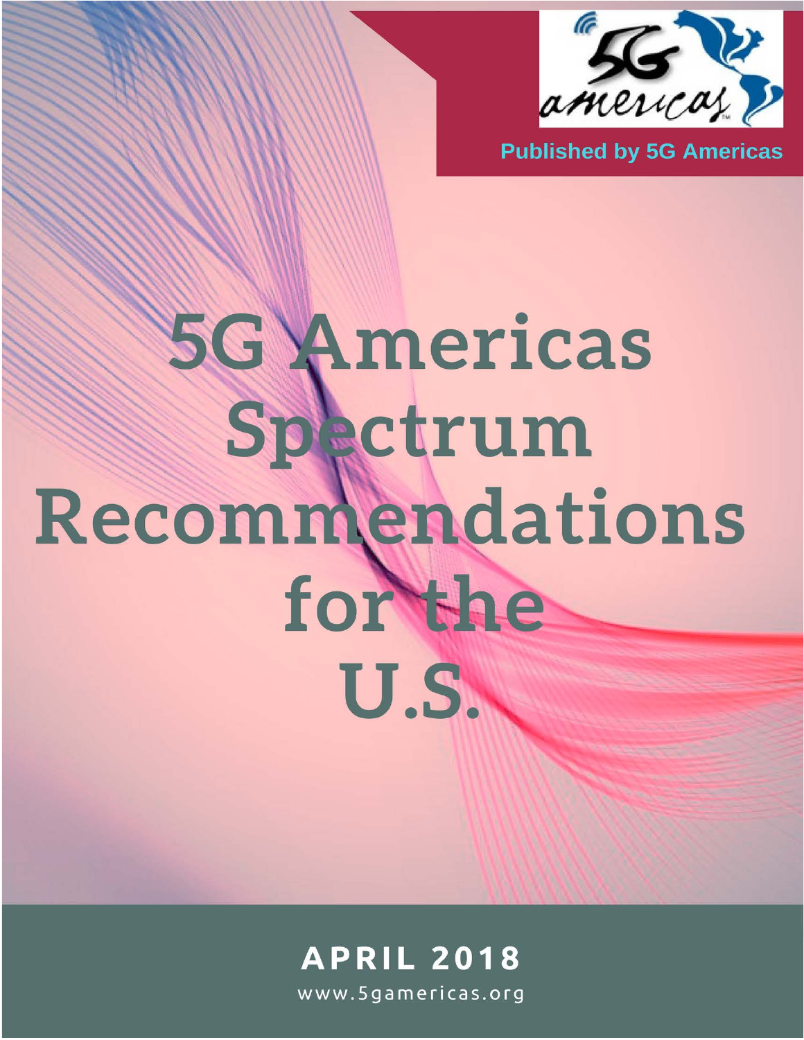Published by 5G Americas

# 5G Americas Spectrum Recommendations for the U.S.

**APRIL 2018**

www.5gamericas.org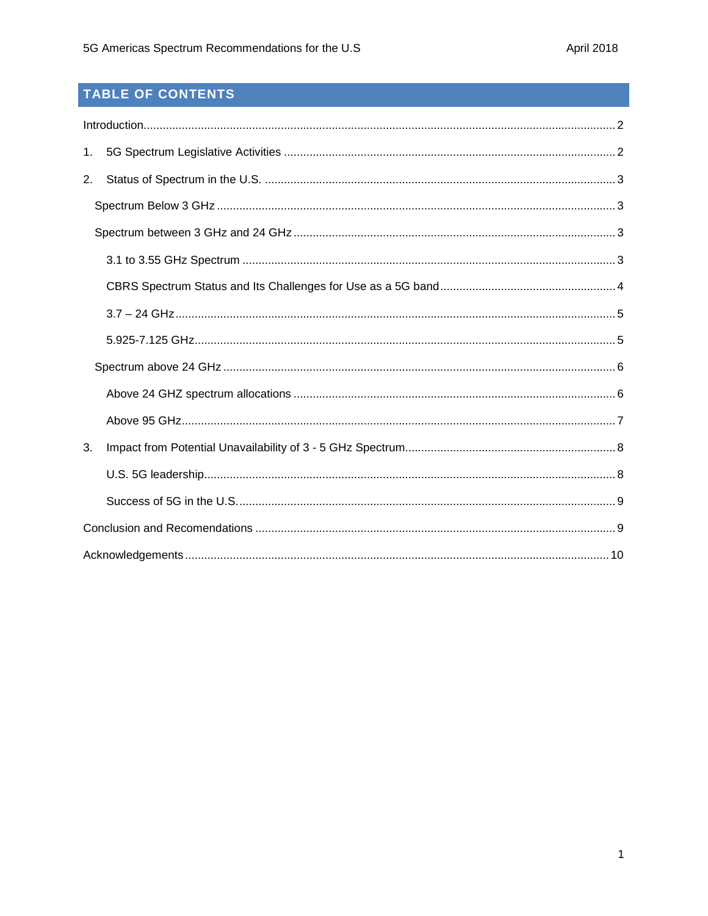## TABLE OF CONTENTS

Introduction.......... 2

1. 5G Spectrum Legislative Activities .......... 2

2. Status of Spectrum in the U.S. .......... 3

    Spectrum Below 3 GHz .......... 3

    Spectrum between 3 GHz and 24 GHz .......... 3

        3.1 to 3.55 GHz Spectrum .......... 3

        CBRS Spectrum Status and Its Challenges for Use as a 5G band .......... 4

        3.7 – 24 GHz .......... 5

        5.925-7.125 GHz.......... 5

    Spectrum above 24 GHz .......... 6

        Above 24 GHZ spectrum allocations .......... 6

        Above 95 GHz.......... 7

3. Impact from Potential Unavailability of 3 - 5 GHz Spectrum.......... 8

        U.S. 5G leadership.......... 8

        Success of 5G in the U.S. .......... 9

Conclusion and Recomendations .......... 9

Acknowledgements .......... 10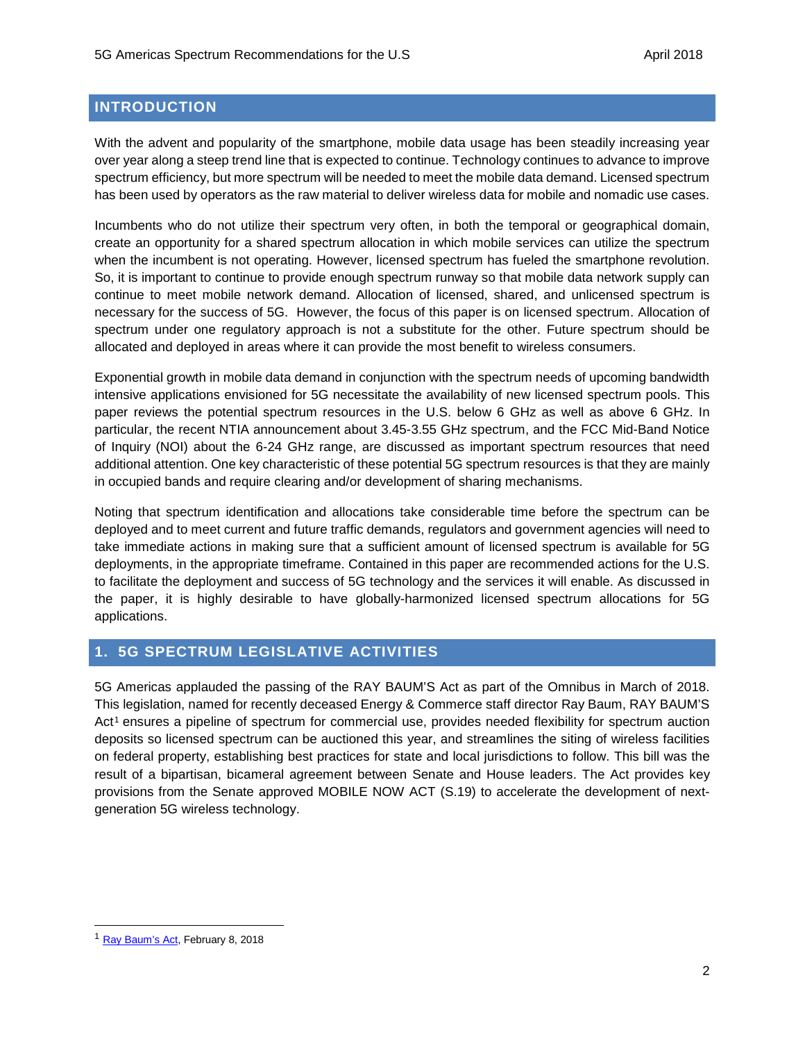## INTRODUCTION

With the advent and popularity of the smartphone, mobile data usage has been steadily increasing year over year along a steep trend line that is expected to continue. Technology continues to advance to improve spectrum efficiency, but more spectrum will be needed to meet the mobile data demand. Licensed spectrum has been used by operators as the raw material to deliver wireless data for mobile and nomadic use cases.

Incumbents who do not utilize their spectrum very often, in both the temporal or geographical domain, create an opportunity for a shared spectrum allocation in which mobile services can utilize the spectrum when the incumbent is not operating. However, licensed spectrum has fueled the smartphone revolution. So, it is important to continue to provide enough spectrum runway so that mobile data network supply can continue to meet mobile network demand. Allocation of licensed, shared, and unlicensed spectrum is necessary for the success of 5G. However, the focus of this paper is on licensed spectrum. Allocation of spectrum under one regulatory approach is not a substitute for the other. Future spectrum should be allocated and deployed in areas where it can provide the most benefit to wireless consumers.

Exponential growth in mobile data demand in conjunction with the spectrum needs of upcoming bandwidth intensive applications envisioned for 5G necessitate the availability of new licensed spectrum pools. This paper reviews the potential spectrum resources in the U.S. below 6 GHz as well as above 6 GHz. In particular, the recent NTIA announcement about 3.45-3.55 GHz spectrum, and the FCC Mid-Band Notice of Inquiry (NOI) about the 6-24 GHz range, are discussed as important spectrum resources that need additional attention. One key characteristic of these potential 5G spectrum resources is that they are mainly in occupied bands and require clearing and/or development of sharing mechanisms.

Noting that spectrum identification and allocations take considerable time before the spectrum can be deployed and to meet current and future traffic demands, regulators and government agencies will need to take immediate actions in making sure that a sufficient amount of licensed spectrum is available for 5G deployments, in the appropriate timeframe. Contained in this paper are recommended actions for the U.S. to facilitate the deployment and success of 5G technology and the services it will enable. As discussed in the paper, it is highly desirable to have globally-harmonized licensed spectrum allocations for 5G applications.

## 1. 5G SPECTRUM LEGISLATIVE ACTIVITIES

5G Americas applauded the passing of the RAY BAUM'S Act as part of the Omnibus in March of 2018. This legislation, named for recently deceased Energy & Commerce staff director Ray Baum, RAY BAUM'S Act[1] ensures a pipeline of spectrum for commercial use, provides needed flexibility for spectrum auction deposits so licensed spectrum can be auctioned this year, and streamlines the siting of wireless facilities on federal property, establishing best practices for state and local jurisdictions to follow. This bill was the result of a bipartisan, bicameral agreement between Senate and House leaders. The Act provides key provisions from the Senate approved MOBILE NOW ACT (S.19) to accelerate the development of next-generation 5G wireless technology.

---

[1] Ray Baum's Act, February 8, 2018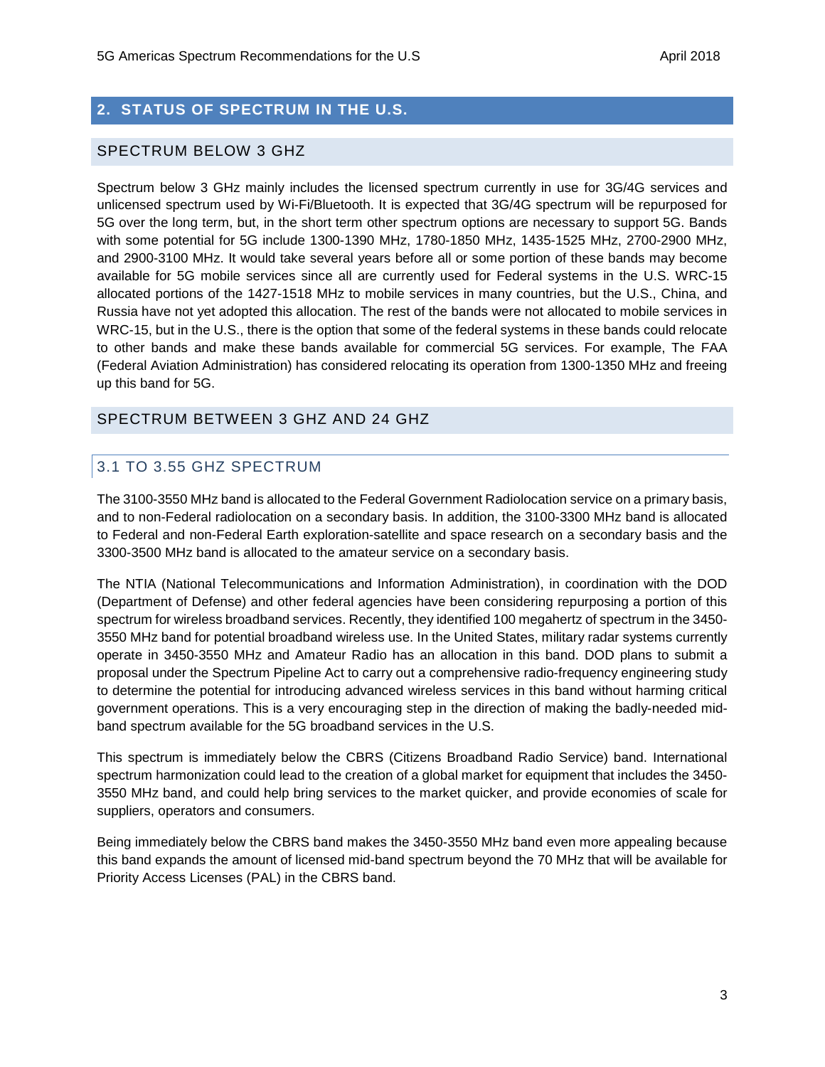## 2. STATUS OF SPECTRUM IN THE U.S.

### SPECTRUM BELOW 3 GHZ

Spectrum below 3 GHz mainly includes the licensed spectrum currently in use for 3G/4G services and unlicensed spectrum used by Wi-Fi/Bluetooth. It is expected that 3G/4G spectrum will be repurposed for 5G over the long term, but, in the short term other spectrum options are necessary to support 5G. Bands with some potential for 5G include 1300-1390 MHz, 1780-1850 MHz, 1435-1525 MHz, 2700-2900 MHz, and 2900-3100 MHz. It would take several years before all or some portion of these bands may become available for 5G mobile services since all are currently used for Federal systems in the U.S. WRC-15 allocated portions of the 1427-1518 MHz to mobile services in many countries, but the U.S., China, and Russia have not yet adopted this allocation. The rest of the bands were not allocated to mobile services in WRC-15, but in the U.S., there is the option that some of the federal systems in these bands could relocate to other bands and make these bands available for commercial 5G services. For example, The FAA (Federal Aviation Administration) has considered relocating its operation from 1300-1350 MHz and freeing up this band for 5G.

### SPECTRUM BETWEEN 3 GHZ AND 24 GHZ

#### 3.1 TO 3.55 GHZ SPECTRUM

The 3100-3550 MHz band is allocated to the Federal Government Radiolocation service on a primary basis, and to non-Federal radiolocation on a secondary basis. In addition, the 3100-3300 MHz band is allocated to Federal and non-Federal Earth exploration-satellite and space research on a secondary basis and the 3300-3500 MHz band is allocated to the amateur service on a secondary basis.

The NTIA (National Telecommunications and Information Administration), in coordination with the DOD (Department of Defense) and other federal agencies have been considering repurposing a portion of this spectrum for wireless broadband services. Recently, they identified 100 megahertz of spectrum in the 3450-3550 MHz band for potential broadband wireless use. In the United States, military radar systems currently operate in 3450-3550 MHz and Amateur Radio has an allocation in this band. DOD plans to submit a proposal under the Spectrum Pipeline Act to carry out a comprehensive radio-frequency engineering study to determine the potential for introducing advanced wireless services in this band without harming critical government operations. This is a very encouraging step in the direction of making the badly-needed mid-band spectrum available for the 5G broadband services in the U.S.

This spectrum is immediately below the CBRS (Citizens Broadband Radio Service) band. International spectrum harmonization could lead to the creation of a global market for equipment that includes the 3450-3550 MHz band, and could help bring services to the market quicker, and provide economies of scale for suppliers, operators and consumers.

Being immediately below the CBRS band makes the 3450-3550 MHz band even more appealing because this band expands the amount of licensed mid-band spectrum beyond the 70 MHz that will be available for Priority Access Licenses (PAL) in the CBRS band.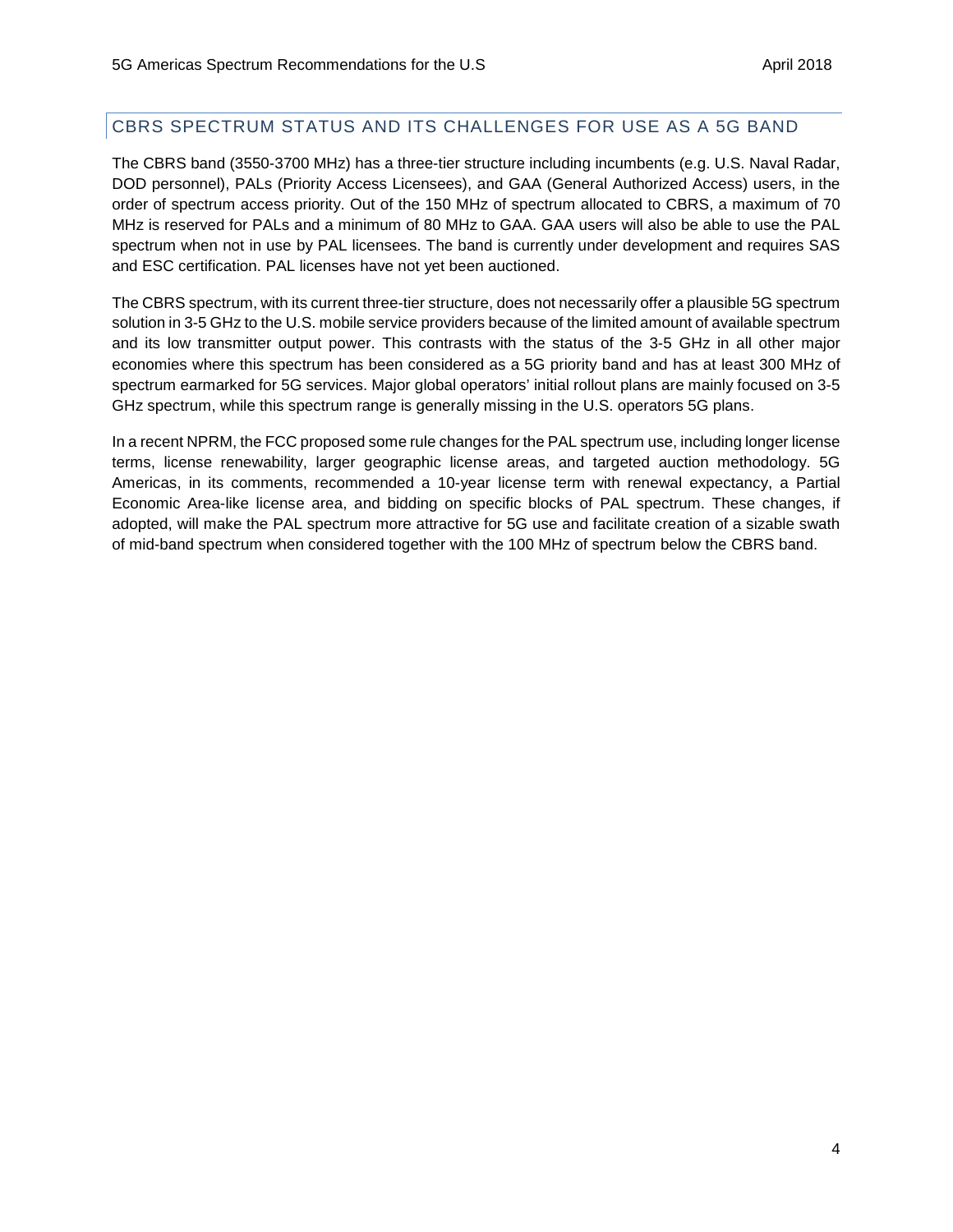## CBRS SPECTRUM STATUS AND ITS CHALLENGES FOR USE AS A 5G BAND

The CBRS band (3550-3700 MHz) has a three-tier structure including incumbents (e.g. U.S. Naval Radar, DOD personnel), PALs (Priority Access Licensees), and GAA (General Authorized Access) users, in the order of spectrum access priority. Out of the 150 MHz of spectrum allocated to CBRS, a maximum of 70 MHz is reserved for PALs and a minimum of 80 MHz to GAA. GAA users will also be able to use the PAL spectrum when not in use by PAL licensees. The band is currently under development and requires SAS and ESC certification. PAL licenses have not yet been auctioned.

The CBRS spectrum, with its current three-tier structure, does not necessarily offer a plausible 5G spectrum solution in 3-5 GHz to the U.S. mobile service providers because of the limited amount of available spectrum and its low transmitter output power. This contrasts with the status of the 3-5 GHz in all other major economies where this spectrum has been considered as a 5G priority band and has at least 300 MHz of spectrum earmarked for 5G services. Major global operators' initial rollout plans are mainly focused on 3-5 GHz spectrum, while this spectrum range is generally missing in the U.S. operators 5G plans.

In a recent NPRM, the FCC proposed some rule changes for the PAL spectrum use, including longer license terms, license renewability, larger geographic license areas, and targeted auction methodology. 5G Americas, in its comments, recommended a 10-year license term with renewal expectancy, a Partial Economic Area-like license area, and bidding on specific blocks of PAL spectrum. These changes, if adopted, will make the PAL spectrum more attractive for 5G use and facilitate creation of a sizable swath of mid-band spectrum when considered together with the 100 MHz of spectrum below the CBRS band.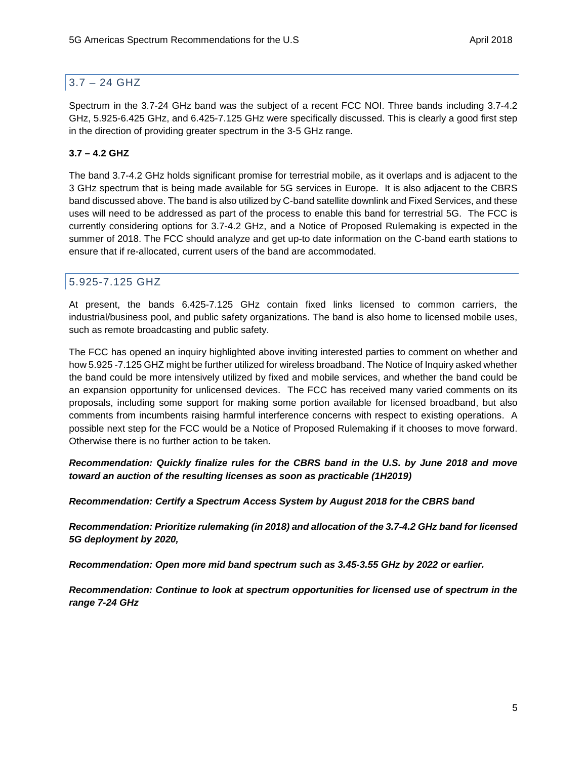## 3.7 – 24 GHZ

Spectrum in the 3.7-24 GHz band was the subject of a recent FCC NOI. Three bands including 3.7-4.2 GHz, 5.925-6.425 GHz, and 6.425-7.125 GHz were specifically discussed. This is clearly a good first step in the direction of providing greater spectrum in the 3-5 GHz range.

**3.7 – 4.2 GHZ**

The band 3.7-4.2 GHz holds significant promise for terrestrial mobile, as it overlaps and is adjacent to the 3 GHz spectrum that is being made available for 5G services in Europe. It is also adjacent to the CBRS band discussed above. The band is also utilized by C-band satellite downlink and Fixed Services, and these uses will need to be addressed as part of the process to enable this band for terrestrial 5G. The FCC is currently considering options for 3.7-4.2 GHz, and a Notice of Proposed Rulemaking is expected in the summer of 2018. The FCC should analyze and get up-to date information on the C-band earth stations to ensure that if re-allocated, current users of the band are accommodated.

## 5.925-7.125 GHZ

At present, the bands 6.425-7.125 GHz contain fixed links licensed to common carriers, the industrial/business pool, and public safety organizations. The band is also home to licensed mobile uses, such as remote broadcasting and public safety.

The FCC has opened an inquiry highlighted above inviting interested parties to comment on whether and how 5.925 -7.125 GHZ might be further utilized for wireless broadband. The Notice of Inquiry asked whether the band could be more intensively utilized by fixed and mobile services, and whether the band could be an expansion opportunity for unlicensed devices. The FCC has received many varied comments on its proposals, including some support for making some portion available for licensed broadband, but also comments from incumbents raising harmful interference concerns with respect to existing operations. A possible next step for the FCC would be a Notice of Proposed Rulemaking if it chooses to move forward. Otherwise there is no further action to be taken.

***Recommendation: Quickly finalize rules for the CBRS band in the U.S. by June 2018 and move toward an auction of the resulting licenses as soon as practicable (1H2019)***

***Recommendation: Certify a Spectrum Access System by August 2018 for the CBRS band***

***Recommendation: Prioritize rulemaking (in 2018) and allocation of the 3.7-4.2 GHz band for licensed 5G deployment by 2020,***

***Recommendation: Open more mid band spectrum such as 3.45-3.55 GHz by 2022 or earlier.***

***Recommendation: Continue to look at spectrum opportunities for licensed use of spectrum in the range 7-24 GHz***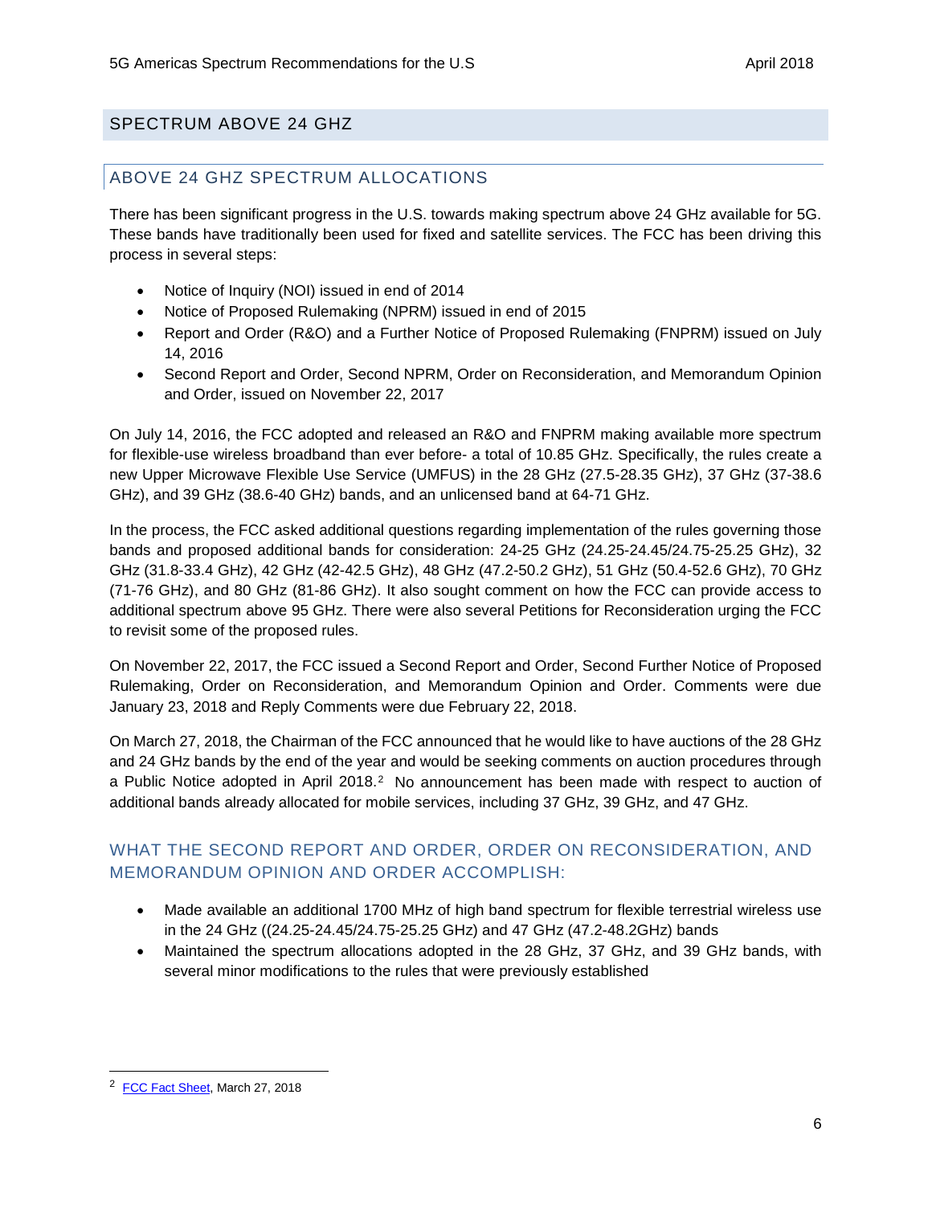## SPECTRUM ABOVE 24 GHZ

### ABOVE 24 GHZ SPECTRUM ALLOCATIONS

There has been significant progress in the U.S. towards making spectrum above 24 GHz available for 5G. These bands have traditionally been used for fixed and satellite services. The FCC has been driving this process in several steps:

- Notice of Inquiry (NOI) issued in end of 2014
- Notice of Proposed Rulemaking (NPRM) issued in end of 2015
- Report and Order (R&O) and a Further Notice of Proposed Rulemaking (FNPRM) issued on July 14, 2016
- Second Report and Order, Second NPRM, Order on Reconsideration, and Memorandum Opinion and Order, issued on November 22, 2017

On July 14, 2016, the FCC adopted and released an R&O and FNPRM making available more spectrum for flexible-use wireless broadband than ever before- a total of 10.85 GHz. Specifically, the rules create a new Upper Microwave Flexible Use Service (UMFUS) in the 28 GHz (27.5-28.35 GHz), 37 GHz (37-38.6 GHz), and 39 GHz (38.6-40 GHz) bands, and an unlicensed band at 64-71 GHz.

In the process, the FCC asked additional questions regarding implementation of the rules governing those bands and proposed additional bands for consideration: 24-25 GHz (24.25-24.45/24.75-25.25 GHz), 32 GHz (31.8-33.4 GHz), 42 GHz (42-42.5 GHz), 48 GHz (47.2-50.2 GHz), 51 GHz (50.4-52.6 GHz), 70 GHz (71-76 GHz), and 80 GHz (81-86 GHz). It also sought comment on how the FCC can provide access to additional spectrum above 95 GHz. There were also several Petitions for Reconsideration urging the FCC to revisit some of the proposed rules.

On November 22, 2017, the FCC issued a Second Report and Order, Second Further Notice of Proposed Rulemaking, Order on Reconsideration, and Memorandum Opinion and Order. Comments were due January 23, 2018 and Reply Comments were due February 22, 2018.

On March 27, 2018, the Chairman of the FCC announced that he would like to have auctions of the 28 GHz and 24 GHz bands by the end of the year and would be seeking comments on auction procedures through a Public Notice adopted in April 2018.[2] No announcement has been made with respect to auction of additional bands already allocated for mobile services, including 37 GHz, 39 GHz, and 47 GHz.

### WHAT THE SECOND REPORT AND ORDER, ORDER ON RECONSIDERATION, AND MEMORANDUM OPINION AND ORDER ACCOMPLISH:

- Made available an additional 1700 MHz of high band spectrum for flexible terrestrial wireless use in the 24 GHz ((24.25-24.45/24.75-25.25 GHz) and 47 GHz (47.2-48.2GHz) bands
- Maintained the spectrum allocations adopted in the 28 GHz, 37 GHz, and 39 GHz bands, with several minor modifications to the rules that were previously established

---

[2] FCC Fact Sheet, March 27, 2018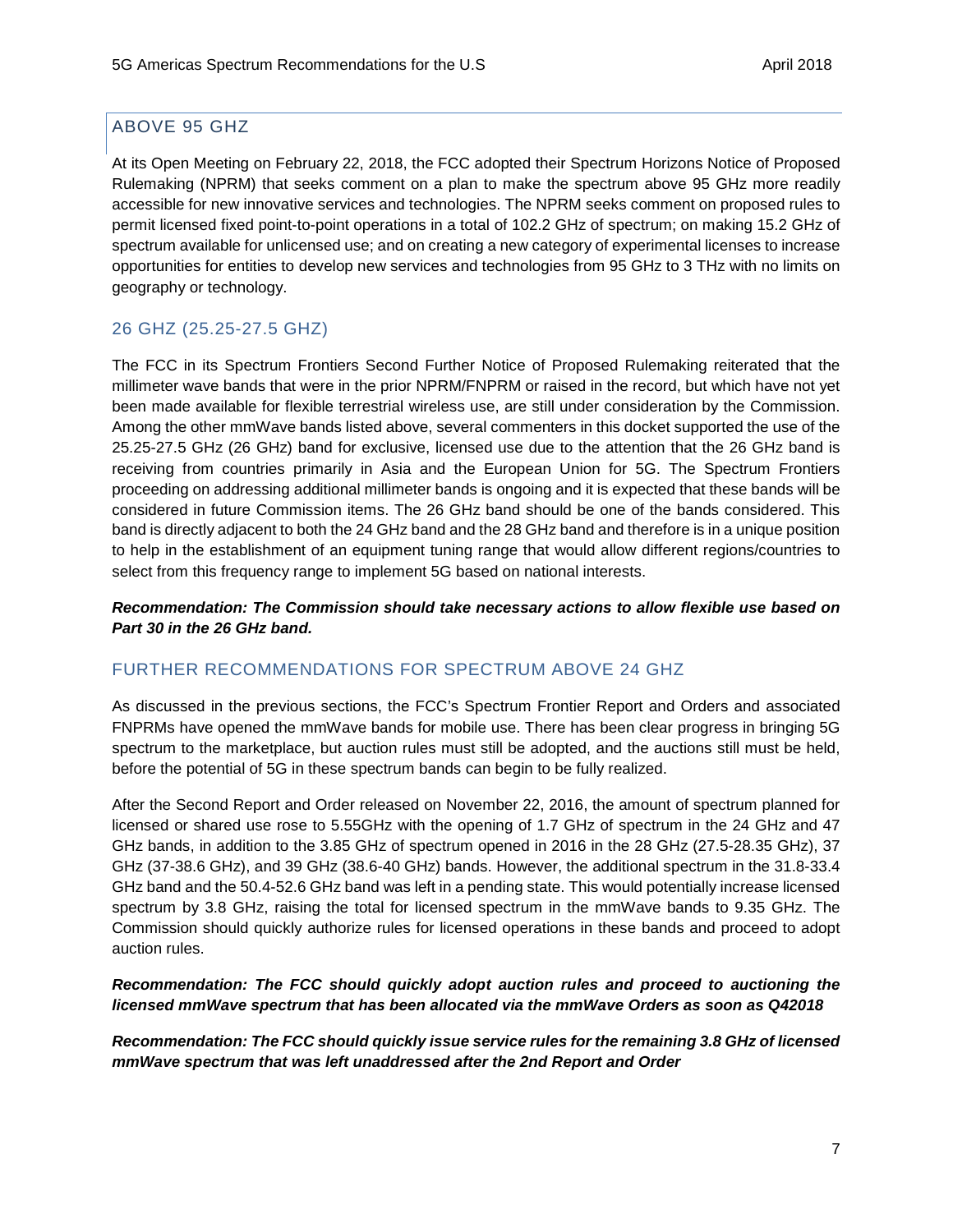## ABOVE 95 GHZ

At its Open Meeting on February 22, 2018, the FCC adopted their Spectrum Horizons Notice of Proposed Rulemaking (NPRM) that seeks comment on a plan to make the spectrum above 95 GHz more readily accessible for new innovative services and technologies. The NPRM seeks comment on proposed rules to permit licensed fixed point-to-point operations in a total of 102.2 GHz of spectrum; on making 15.2 GHz of spectrum available for unlicensed use; and on creating a new category of experimental licenses to increase opportunities for entities to develop new services and technologies from 95 GHz to 3 THz with no limits on geography or technology.

## 26 GHZ (25.25-27.5 GHZ)

The FCC in its Spectrum Frontiers Second Further Notice of Proposed Rulemaking reiterated that the millimeter wave bands that were in the prior NPRM/FNPRM or raised in the record, but which have not yet been made available for flexible terrestrial wireless use, are still under consideration by the Commission. Among the other mmWave bands listed above, several commenters in this docket supported the use of the 25.25-27.5 GHz (26 GHz) band for exclusive, licensed use due to the attention that the 26 GHz band is receiving from countries primarily in Asia and the European Union for 5G. The Spectrum Frontiers proceeding on addressing additional millimeter bands is ongoing and it is expected that these bands will be considered in future Commission items. The 26 GHz band should be one of the bands considered. This band is directly adjacent to both the 24 GHz band and the 28 GHz band and therefore is in a unique position to help in the establishment of an equipment tuning range that would allow different regions/countries to select from this frequency range to implement 5G based on national interests.

***Recommendation: The Commission should take necessary actions to allow flexible use based on Part 30 in the 26 GHz band.***

## FURTHER RECOMMENDATIONS FOR SPECTRUM ABOVE 24 GHZ

As discussed in the previous sections, the FCC's Spectrum Frontier Report and Orders and associated FNPRMs have opened the mmWave bands for mobile use. There has been clear progress in bringing 5G spectrum to the marketplace, but auction rules must still be adopted, and the auctions still must be held, before the potential of 5G in these spectrum bands can begin to be fully realized.

After the Second Report and Order released on November 22, 2016, the amount of spectrum planned for licensed or shared use rose to 5.55GHz with the opening of 1.7 GHz of spectrum in the 24 GHz and 47 GHz bands, in addition to the 3.85 GHz of spectrum opened in 2016 in the 28 GHz (27.5-28.35 GHz), 37 GHz (37-38.6 GHz), and 39 GHz (38.6-40 GHz) bands. However, the additional spectrum in the 31.8-33.4 GHz band and the 50.4-52.6 GHz band was left in a pending state. This would potentially increase licensed spectrum by 3.8 GHz, raising the total for licensed spectrum in the mmWave bands to 9.35 GHz. The Commission should quickly authorize rules for licensed operations in these bands and proceed to adopt auction rules.

***Recommendation: The FCC should quickly adopt auction rules and proceed to auctioning the licensed mmWave spectrum that has been allocated via the mmWave Orders as soon as Q42018***

***Recommendation: The FCC should quickly issue service rules for the remaining 3.8 GHz of licensed mmWave spectrum that was left unaddressed after the 2nd Report and Order***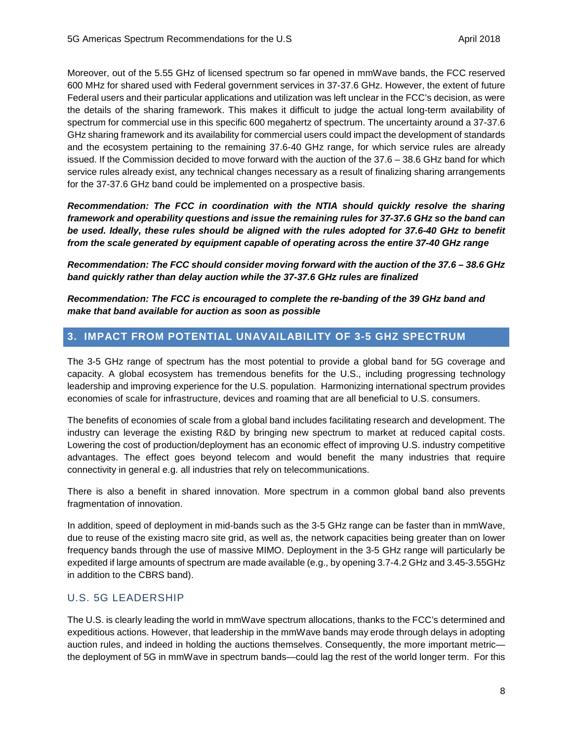Moreover, out of the 5.55 GHz of licensed spectrum so far opened in mmWave bands, the FCC reserved 600 MHz for shared used with Federal government services in 37-37.6 GHz. However, the extent of future Federal users and their particular applications and utilization was left unclear in the FCC's decision, as were the details of the sharing framework. This makes it difficult to judge the actual long-term availability of spectrum for commercial use in this specific 600 megahertz of spectrum. The uncertainty around a 37-37.6 GHz sharing framework and its availability for commercial users could impact the development of standards and the ecosystem pertaining to the remaining 37.6-40 GHz range, for which service rules are already issued. If the Commission decided to move forward with the auction of the 37.6 – 38.6 GHz band for which service rules already exist, any technical changes necessary as a result of finalizing sharing arrangements for the 37-37.6 GHz band could be implemented on a prospective basis.

***Recommendation: The FCC in coordination with the NTIA should quickly resolve the sharing framework and operability questions and issue the remaining rules for 37-37.6 GHz so the band can be used. Ideally, these rules should be aligned with the rules adopted for 37.6-40 GHz to benefit from the scale generated by equipment capable of operating across the entire 37-40 GHz range***

***Recommendation: The FCC should consider moving forward with the auction of the 37.6 – 38.6 GHz band quickly rather than delay auction while the 37-37.6 GHz rules are finalized***

***Recommendation: The FCC is encouraged to complete the re-banding of the 39 GHz band and make that band available for auction as soon as possible***

## 3. IMPACT FROM POTENTIAL UNAVAILABILITY OF 3-5 GHZ SPECTRUM

The 3-5 GHz range of spectrum has the most potential to provide a global band for 5G coverage and capacity. A global ecosystem has tremendous benefits for the U.S., including progressing technology leadership and improving experience for the U.S. population. Harmonizing international spectrum provides economies of scale for infrastructure, devices and roaming that are all beneficial to U.S. consumers.

The benefits of economies of scale from a global band includes facilitating research and development. The industry can leverage the existing R&D by bringing new spectrum to market at reduced capital costs. Lowering the cost of production/deployment has an economic effect of improving U.S. industry competitive advantages. The effect goes beyond telecom and would benefit the many industries that require connectivity in general e.g. all industries that rely on telecommunications.

There is also a benefit in shared innovation. More spectrum in a common global band also prevents fragmentation of innovation.

In addition, speed of deployment in mid-bands such as the 3-5 GHz range can be faster than in mmWave, due to reuse of the existing macro site grid, as well as, the network capacities being greater than on lower frequency bands through the use of massive MIMO. Deployment in the 3-5 GHz range will particularly be expedited if large amounts of spectrum are made available (e.g., by opening 3.7-4.2 GHz and 3.45-3.55GHz in addition to the CBRS band).

### U.S. 5G LEADERSHIP

The U.S. is clearly leading the world in mmWave spectrum allocations, thanks to the FCC's determined and expeditious actions. However, that leadership in the mmWave bands may erode through delays in adopting auction rules, and indeed in holding the auctions themselves. Consequently, the more important metric—the deployment of 5G in mmWave in spectrum bands—could lag the rest of the world longer term. For this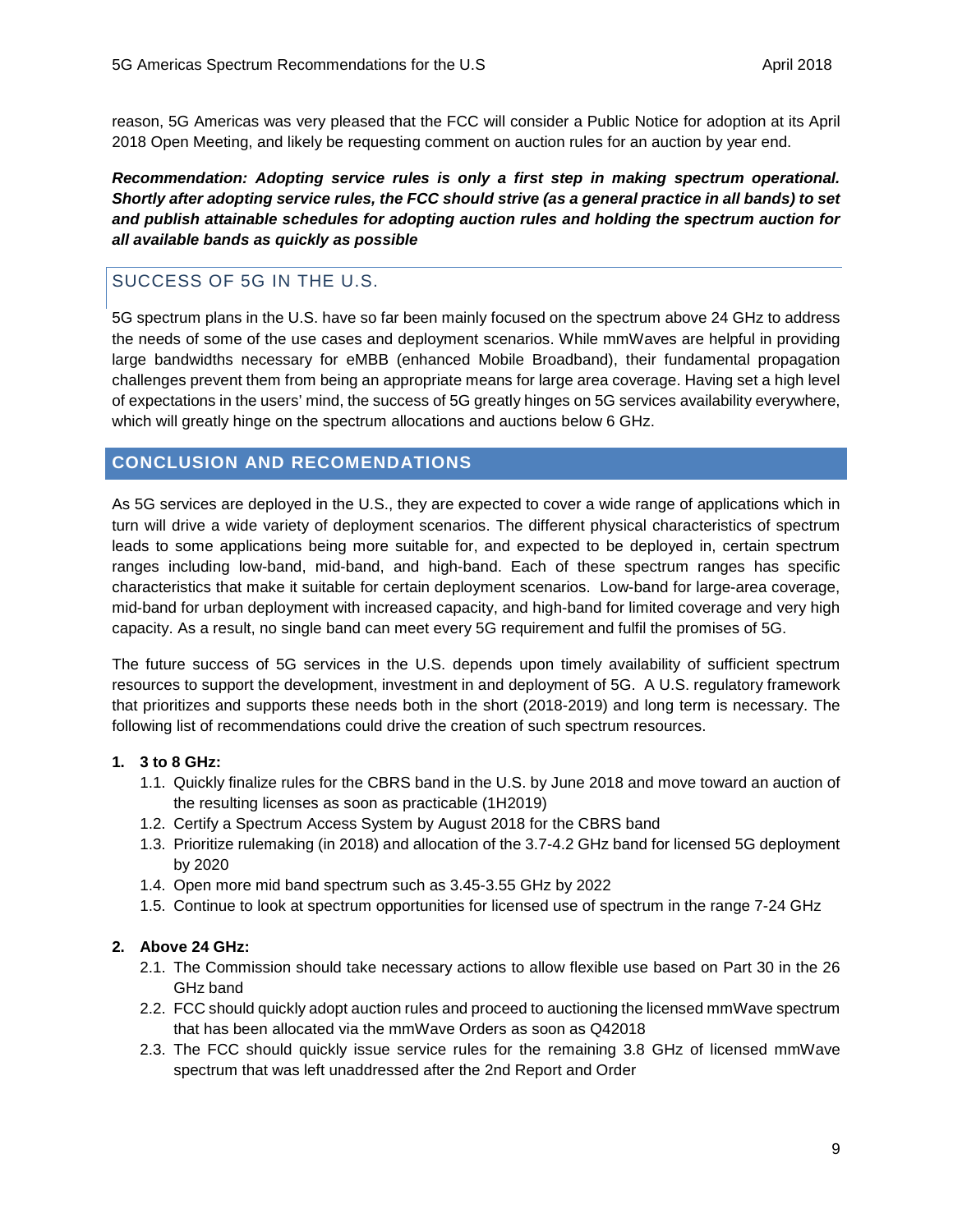reason, 5G Americas was very pleased that the FCC will consider a Public Notice for adoption at its April 2018 Open Meeting, and likely be requesting comment on auction rules for an auction by year end.

***Recommendation: Adopting service rules is only a first step in making spectrum operational. Shortly after adopting service rules, the FCC should strive (as a general practice in all bands) to set and publish attainable schedules for adopting auction rules and holding the spectrum auction for all available bands as quickly as possible***

### SUCCESS OF 5G IN THE U.S.

5G spectrum plans in the U.S. have so far been mainly focused on the spectrum above 24 GHz to address the needs of some of the use cases and deployment scenarios. While mmWaves are helpful in providing large bandwidths necessary for eMBB (enhanced Mobile Broadband), their fundamental propagation challenges prevent them from being an appropriate means for large area coverage. Having set a high level of expectations in the users' mind, the success of 5G greatly hinges on 5G services availability everywhere, which will greatly hinge on the spectrum allocations and auctions below 6 GHz.

## CONCLUSION AND RECOMENDATIONS

As 5G services are deployed in the U.S., they are expected to cover a wide range of applications which in turn will drive a wide variety of deployment scenarios. The different physical characteristics of spectrum leads to some applications being more suitable for, and expected to be deployed in, certain spectrum ranges including low-band, mid-band, and high-band. Each of these spectrum ranges has specific characteristics that make it suitable for certain deployment scenarios. Low-band for large-area coverage, mid-band for urban deployment with increased capacity, and high-band for limited coverage and very high capacity. As a result, no single band can meet every 5G requirement and fulfil the promises of 5G.

The future success of 5G services in the U.S. depends upon timely availability of sufficient spectrum resources to support the development, investment in and deployment of 5G. A U.S. regulatory framework that prioritizes and supports these needs both in the short (2018-2019) and long term is necessary. The following list of recommendations could drive the creation of such spectrum resources.

1. **3 to 8 GHz:**
   - 1.1. Quickly finalize rules for the CBRS band in the U.S. by June 2018 and move toward an auction of the resulting licenses as soon as practicable (1H2019)
   - 1.2. Certify a Spectrum Access System by August 2018 for the CBRS band
   - 1.3. Prioritize rulemaking (in 2018) and allocation of the 3.7-4.2 GHz band for licensed 5G deployment by 2020
   - 1.4. Open more mid band spectrum such as 3.45-3.55 GHz by 2022
   - 1.5. Continue to look at spectrum opportunities for licensed use of spectrum in the range 7-24 GHz

2. **Above 24 GHz:**
   - 2.1. The Commission should take necessary actions to allow flexible use based on Part 30 in the 26 GHz band
   - 2.2. FCC should quickly adopt auction rules and proceed to auctioning the licensed mmWave spectrum that has been allocated via the mmWave Orders as soon as Q42018
   - 2.3. The FCC should quickly issue service rules for the remaining 3.8 GHz of licensed mmWave spectrum that was left unaddressed after the 2nd Report and Order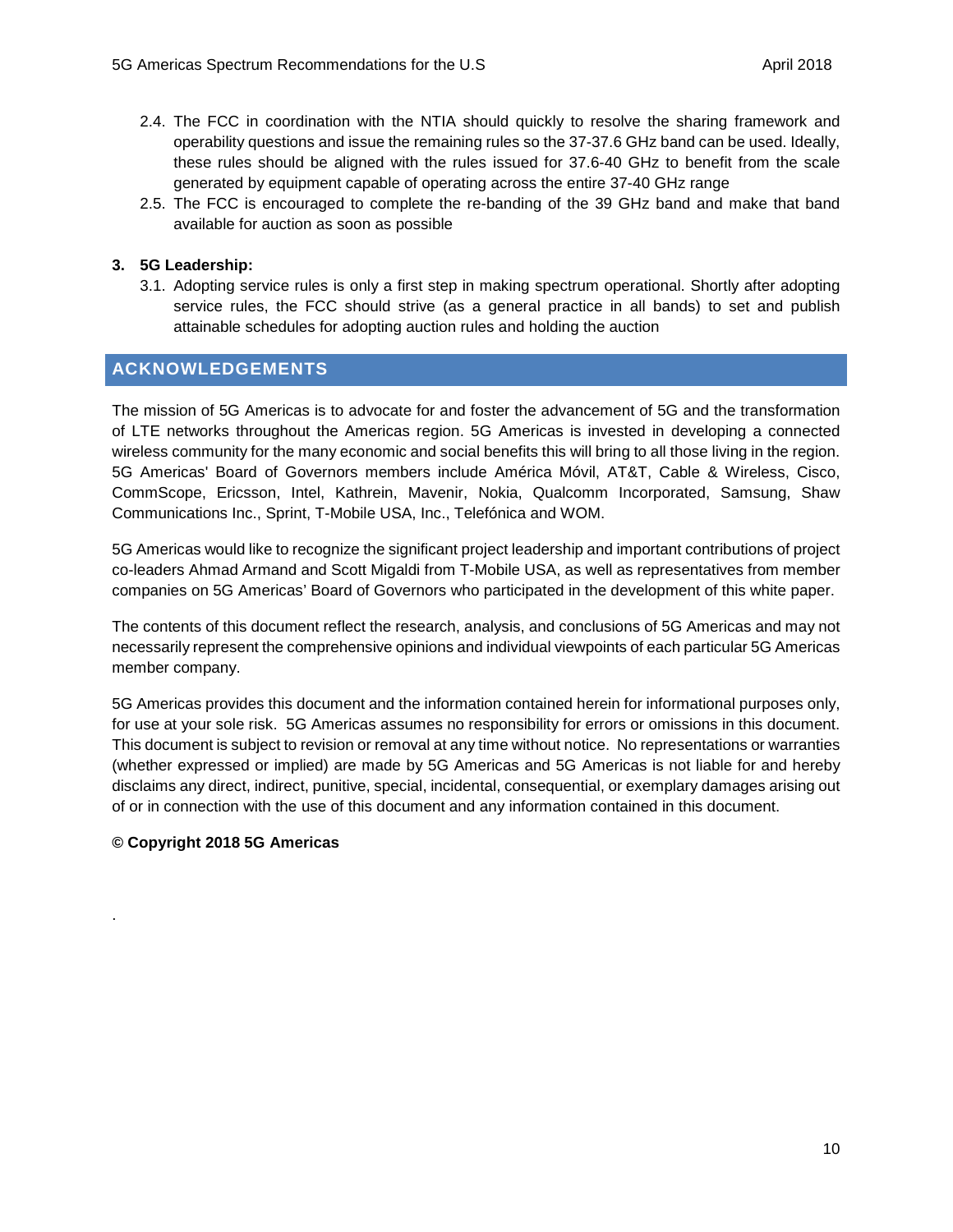2.4. The FCC in coordination with the NTIA should quickly to resolve the sharing framework and operability questions and issue the remaining rules so the 37-37.6 GHz band can be used. Ideally, these rules should be aligned with the rules issued for 37.6-40 GHz to benefit from the scale generated by equipment capable of operating across the entire 37-40 GHz range

2.5. The FCC is encouraged to complete the re-banding of the 39 GHz band and make that band available for auction as soon as possible

**3. 5G Leadership:**

3.1. Adopting service rules is only a first step in making spectrum operational. Shortly after adopting service rules, the FCC should strive (as a general practice in all bands) to set and publish attainable schedules for adopting auction rules and holding the auction

## ACKNOWLEDGEMENTS

The mission of 5G Americas is to advocate for and foster the advancement of 5G and the transformation of LTE networks throughout the Americas region. 5G Americas is invested in developing a connected wireless community for the many economic and social benefits this will bring to all those living in the region. 5G Americas' Board of Governors members include América Móvil, AT&T, Cable & Wireless, Cisco, CommScope, Ericsson, Intel, Kathrein, Mavenir, Nokia, Qualcomm Incorporated, Samsung, Shaw Communications Inc., Sprint, T-Mobile USA, Inc., Telefónica and WOM.

5G Americas would like to recognize the significant project leadership and important contributions of project co-leaders Ahmad Armand and Scott Migaldi from T-Mobile USA, as well as representatives from member companies on 5G Americas' Board of Governors who participated in the development of this white paper.

The contents of this document reflect the research, analysis, and conclusions of 5G Americas and may not necessarily represent the comprehensive opinions and individual viewpoints of each particular 5G Americas member company.

5G Americas provides this document and the information contained herein for informational purposes only, for use at your sole risk. 5G Americas assumes no responsibility for errors or omissions in this document. This document is subject to revision or removal at any time without notice. No representations or warranties (whether expressed or implied) are made by 5G Americas and 5G Americas is not liable for and hereby disclaims any direct, indirect, punitive, special, incidental, consequential, or exemplary damages arising out of or in connection with the use of this document and any information contained in this document.

**© Copyright 2018 5G Americas**